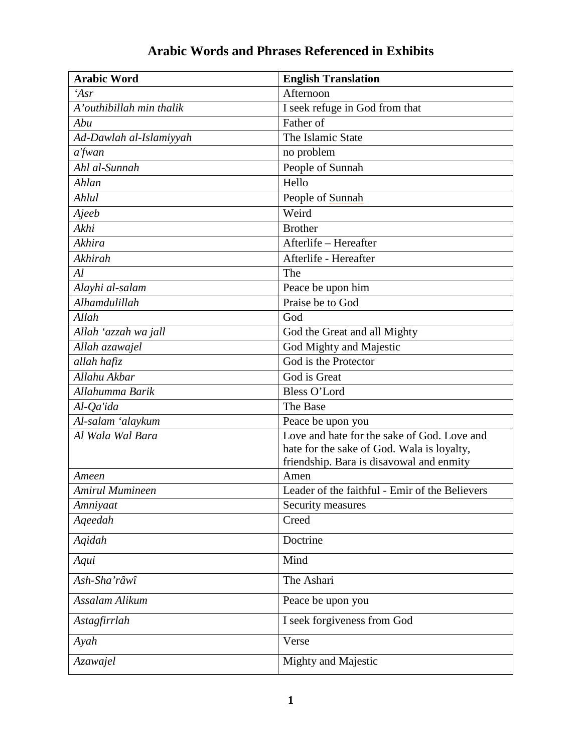# Arabic Words and Phrases Referenced in Exhibits

| Arabic Word | English Translation |
| --- | --- |
| *'Asr* | Afternoon |
| *A'outhibillah min thalik* | I seek refuge in God from that |
| *Abu* | Father of |
| *Ad-Dawlah al-Islamiyyah* | The Islamic State |
| *a'fwan* | no problem |
| *Ahl al-Sunnah* | People of Sunnah |
| *Ahlan* | Hello |
| *Ahlul* | People of Sunnah |
| *Ajeeb* | Weird |
| *Akhi* | Brother |
| *Akhira* | Afterlife – Hereafter |
| *Akhirah* | Afterlife - Hereafter |
| *Al* | The |
| *Alayhi al-salam* | Peace be upon him |
| *Alhamdulillah* | Praise be to God |
| *Allah* | God |
| *Allah 'azzah wa jall* | God the Great and all Mighty |
| *Allah azawajel* | God Mighty and Majestic |
| *allah hafiz* | God is the Protector |
| *Allahu Akbar* | God is Great |
| *Allahumma Barik* | Bless O'Lord |
| *Al-Qa'ida* | The Base |
| *Al-salam 'alaykum* | Peace be upon you |
| *Al Wala Wal Bara* | Love and hate for the sake of God. Love and hate for the sake of God. Wala is loyalty, friendship. Bara is disavowal and enmity |
| *Ameen* | Amen |
| *Amirul Mumineen* | Leader of the faithful - Emir of the Believers |
| *Amniyaat* | Security measures |
| *Aqeedah* | Creed |
| *Aqidah* | Doctrine |
| *Aqui* | Mind |
| *Ash-Sha'râwî* | The Ashari |
| *Assalam Alikum* | Peace be upon you |
| *Astagfirrlah* | I seek forgiveness from God |
| *Ayah* | Verse |
| *Azawajel* | Mighty and Majestic |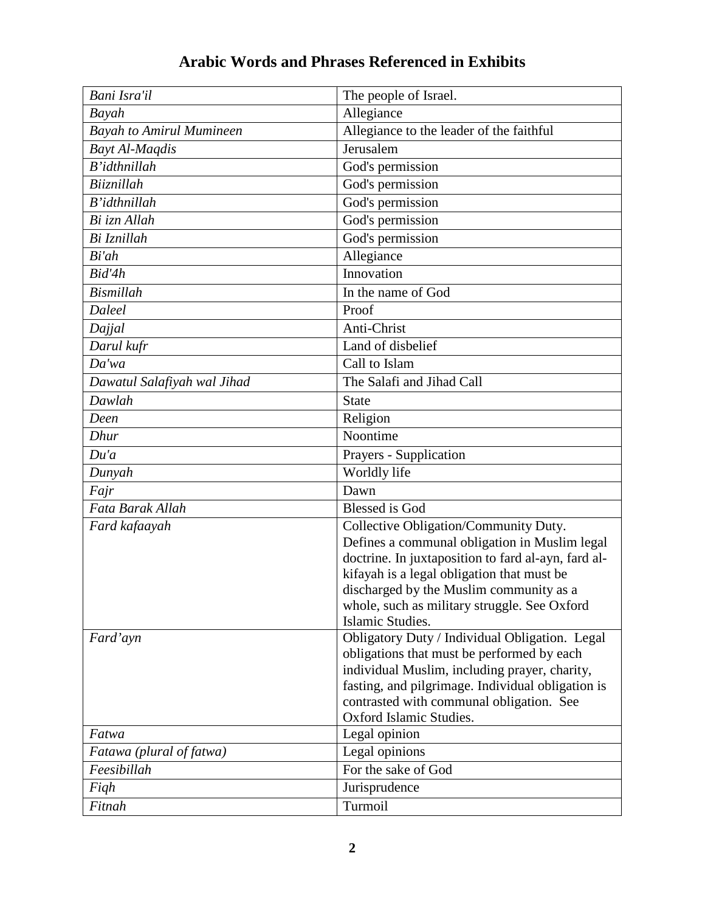# Arabic Words and Phrases Referenced in Exhibits

| | |
|---|---|
| *Bani Isra'il* | The people of Israel. |
| *Bayah* | Allegiance |
| *Bayah to Amirul Mumineen* | Allegiance to the leader of the faithful |
| *Bayt Al-Maqdis* | Jerusalem |
| *B'idthnillah* | God's permission |
| *Biiznillah* | God's permission |
| *B'idthnillah* | God's permission |
| *Bi izn Allah* | God's permission |
| *Bi Iznillah* | God's permission |
| *Bi'ah* | Allegiance |
| *Bid'4h* | Innovation |
| *Bismillah* | In the name of God |
| *Daleel* | Proof |
| *Dajjal* | Anti-Christ |
| *Darul kufr* | Land of disbelief |
| *Da'wa* | Call to Islam |
| *Dawatul Salafiyah wal Jihad* | The Salafi and Jihad Call |
| *Dawlah* | State |
| *Deen* | Religion |
| *Dhur* | Noontime |
| *Du'a* | Prayers - Supplication |
| *Dunyah* | Worldly life |
| *Fajr* | Dawn |
| *Fata Barak Allah* | Blessed is God |
| *Fard kafaayah* | Collective Obligation/Community Duty. Defines a communal obligation in Muslim legal doctrine. In juxtaposition to fard al-ayn, fard al-kifayah is a legal obligation that must be discharged by the Muslim community as a whole, such as military struggle. See Oxford Islamic Studies. |
| *Fard'ayn* | Obligatory Duty / Individual Obligation. Legal obligations that must be performed by each individual Muslim, including prayer, charity, fasting, and pilgrimage. Individual obligation is contrasted with communal obligation. See Oxford Islamic Studies. |
| *Fatwa* | Legal opinion |
| *Fatawa (plural of fatwa)* | Legal opinions |
| *Feesibillah* | For the sake of God |
| *Fiqh* | Jurisprudence |
| *Fitnah* | Turmoil |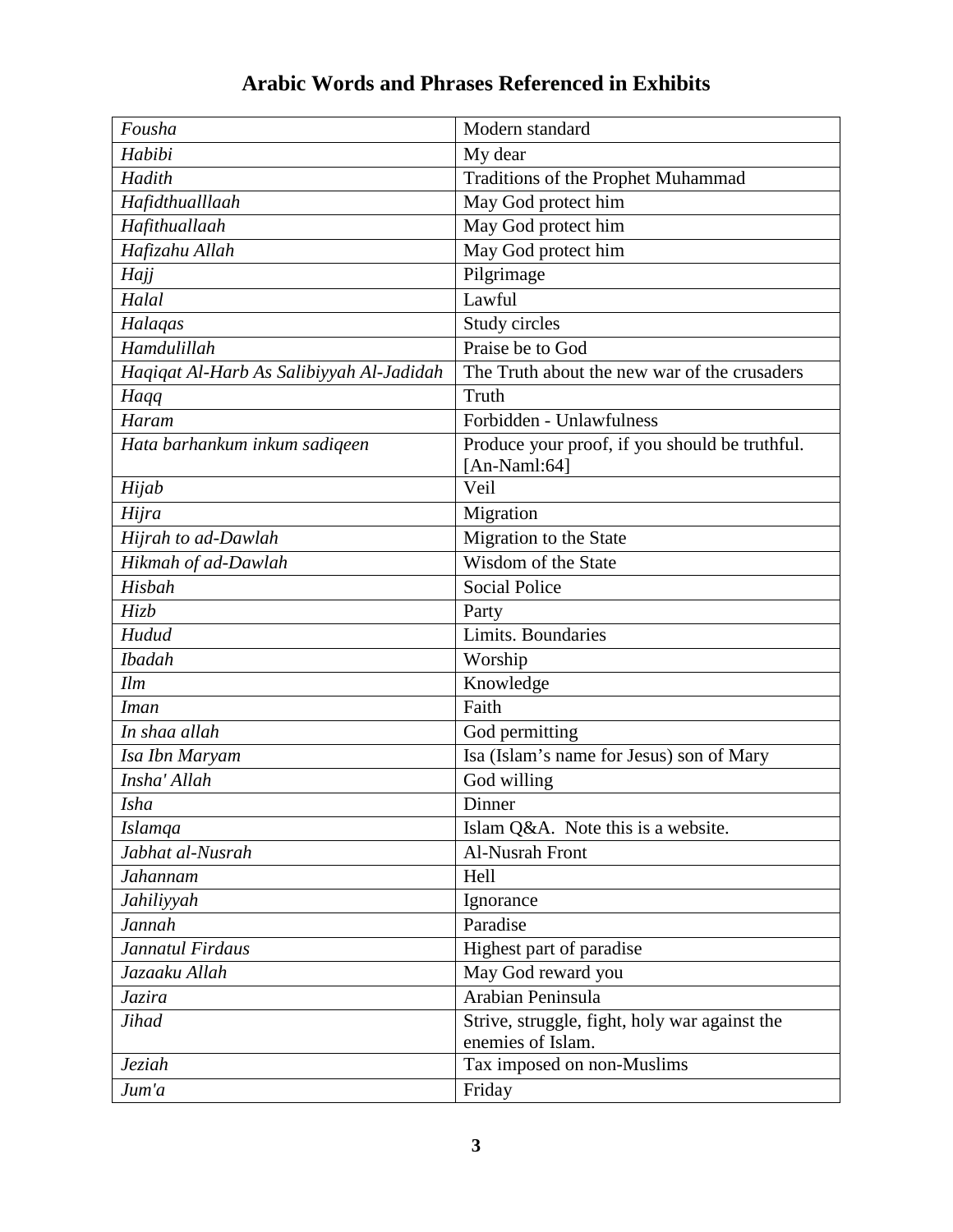# Arabic Words and Phrases Referenced in Exhibits

| | |
|---|---|
| *Fousha* | Modern standard |
| *Habibi* | My dear |
| *Hadith* | Traditions of the Prophet Muhammad |
| *Hafidthualllaah* | May God protect him |
| *Hafithuallaah* | May God protect him |
| *Hafizahu Allah* | May God protect him |
| *Hajj* | Pilgrimage |
| *Halal* | Lawful |
| *Halaqas* | Study circles |
| *Hamdulillah* | Praise be to God |
| *Haqiqat Al-Harb As Salibiyyah Al-Jadidah* | The Truth about the new war of the crusaders |
| *Haqq* | Truth |
| *Haram* | Forbidden - Unlawfulness |
| *Hata barhankum inkum sadiqeen* | Produce your proof, if you should be truthful. [An-Naml:64] |
| *Hijab* | Veil |
| *Hijra* | Migration |
| *Hijrah to ad-Dawlah* | Migration to the State |
| *Hikmah of ad-Dawlah* | Wisdom of the State |
| *Hisbah* | Social Police |
| *Hizb* | Party |
| *Hudud* | Limits. Boundaries |
| *Ibadah* | Worship |
| *Ilm* | Knowledge |
| *Iman* | Faith |
| *In shaa allah* | God permitting |
| *Isa Ibn Maryam* | Isa (Islam's name for Jesus) son of Mary |
| *Insha' Allah* | God willing |
| *Isha* | Dinner |
| *Islamqa* | Islam Q&A. Note this is a website. |
| *Jabhat al-Nusrah* | Al-Nusrah Front |
| *Jahannam* | Hell |
| *Jahiliyyah* | Ignorance |
| *Jannah* | Paradise |
| *Jannatul Firdaus* | Highest part of paradise |
| *Jazaaku Allah* | May God reward you |
| *Jazira* | Arabian Peninsula |
| *Jihad* | Strive, struggle, fight, holy war against the enemies of Islam. |
| *Jeziah* | Tax imposed on non-Muslims |
| *Jum'a* | Friday |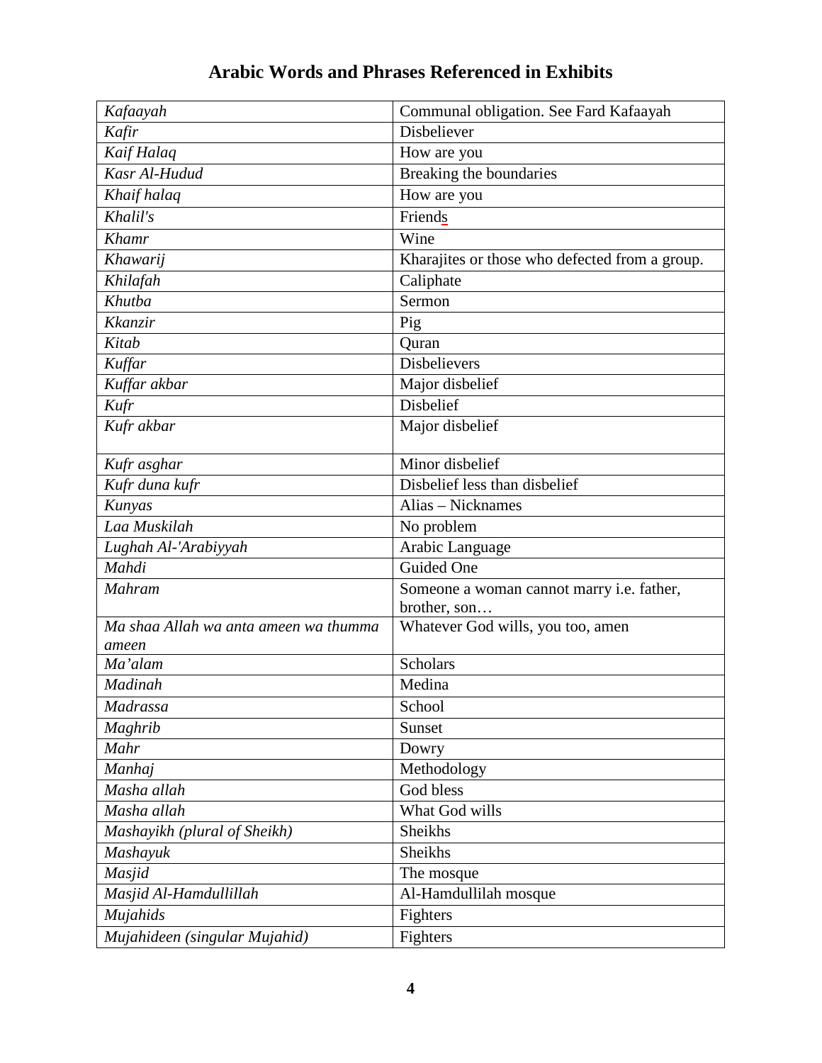# Arabic Words and Phrases Referenced in Exhibits

| | |
|---|---|
| *Kafaayah* | Communal obligation. See Fard Kafaayah |
| *Kafir* | Disbeliever |
| *Kaif Halaq* | How are you |
| *Kasr Al-Hudud* | Breaking the boundaries |
| *Khaif halaq* | How are you |
| *Khalil's* | Friends |
| *Khamr* | Wine |
| *Khawarij* | Kharajites or those who defected from a group. |
| *Khilafah* | Caliphate |
| *Khutba* | Sermon |
| *Kkanzir* | Pig |
| *Kitab* | Quran |
| *Kuffar* | Disbelievers |
| *Kuffar akbar* | Major disbelief |
| *Kufr* | Disbelief |
| *Kufr akbar* | Major disbelief |
| *Kufr asghar* | Minor disbelief |
| *Kufr duna kufr* | Disbelief less than disbelief |
| *Kunyas* | Alias – Nicknames |
| *Laa Muskilah* | No problem |
| *Lughah Al-'Arabiyyah* | Arabic Language |
| *Mahdi* | Guided One |
| *Mahram* | Someone a woman cannot marry i.e. father, brother, son… |
| *Ma shaa Allah wa anta ameen wa thumma ameen* | Whatever God wills, you too, amen |
| *Ma'alam* | Scholars |
| *Madinah* | Medina |
| *Madrassa* | School |
| *Maghrib* | Sunset |
| *Mahr* | Dowry |
| *Manhaj* | Methodology |
| *Masha allah* | God bless |
| *Masha allah* | What God wills |
| *Mashayikh (plural of Sheikh)* | Sheikhs |
| *Mashayuk* | Sheikhs |
| *Masjid* | The mosque |
| *Masjid Al-Hamdullillah* | Al-Hamdullilah mosque |
| *Mujahids* | Fighters |
| *Mujahideen (singular Mujahid)* | Fighters |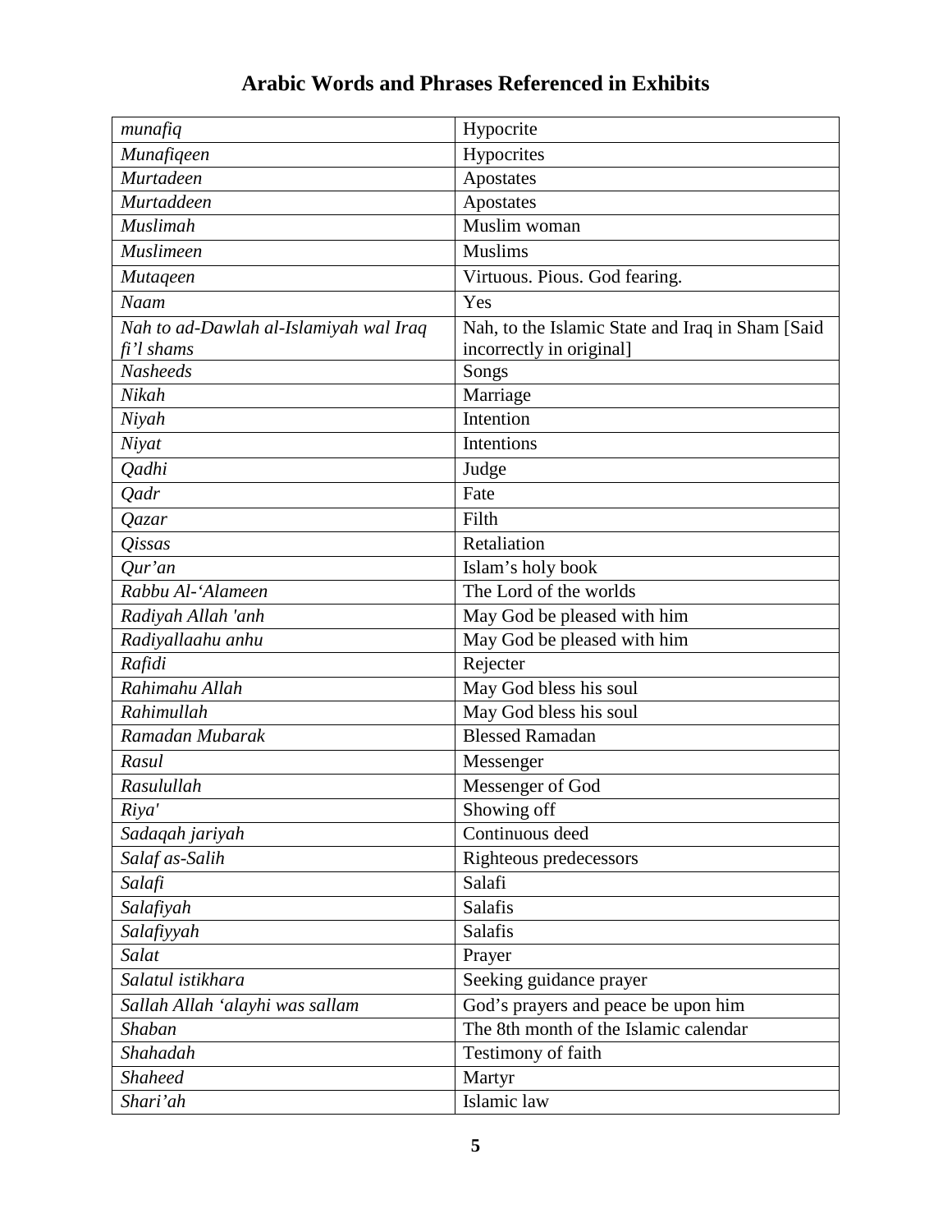# Arabic Words and Phrases Referenced in Exhibits

| | |
|---|---|
| *munafiq* | Hypocrite |
| *Munafiqeen* | Hypocrites |
| *Murtadeen* | Apostates |
| *Murtaddeen* | Apostates |
| *Muslimah* | Muslim woman |
| *Muslimeen* | Muslims |
| *Mutaqeen* | Virtuous. Pious. God fearing. |
| *Naam* | Yes |
| *Nah to ad-Dawlah al-Islamiyah wal Iraq fi'l shams* | Nah, to the Islamic State and Iraq in Sham [Said incorrectly in original] |
| *Nasheeds* | Songs |
| *Nikah* | Marriage |
| *Niyah* | Intention |
| *Niyat* | Intentions |
| *Qadhi* | Judge |
| *Qadr* | Fate |
| *Qazar* | Filth |
| *Qissas* | Retaliation |
| *Qur'an* | Islam's holy book |
| *Rabbu Al-'Alameen* | The Lord of the worlds |
| *Radiyah Allah 'anh* | May God be pleased with him |
| *Radiyallaahu anhu* | May God be pleased with him |
| *Rafidi* | Rejecter |
| *Rahimahu Allah* | May God bless his soul |
| *Rahimullah* | May God bless his soul |
| *Ramadan Mubarak* | Blessed Ramadan |
| *Rasul* | Messenger |
| *Rasulullah* | Messenger of God |
| *Riya'* | Showing off |
| *Sadaqah jariyah* | Continuous deed |
| *Salaf as-Salih* | Righteous predecessors |
| *Salafi* | Salafi |
| *Salafiyah* | Salafis |
| *Salafiyyah* | Salafis |
| *Salat* | Prayer |
| *Salatul istikhara* | Seeking guidance prayer |
| *Sallah Allah 'alayhi was sallam* | God's prayers and peace be upon him |
| *Shaban* | The 8th month of the Islamic calendar |
| *Shahadah* | Testimony of faith |
| *Shaheed* | Martyr |
| *Shari'ah* | Islamic law |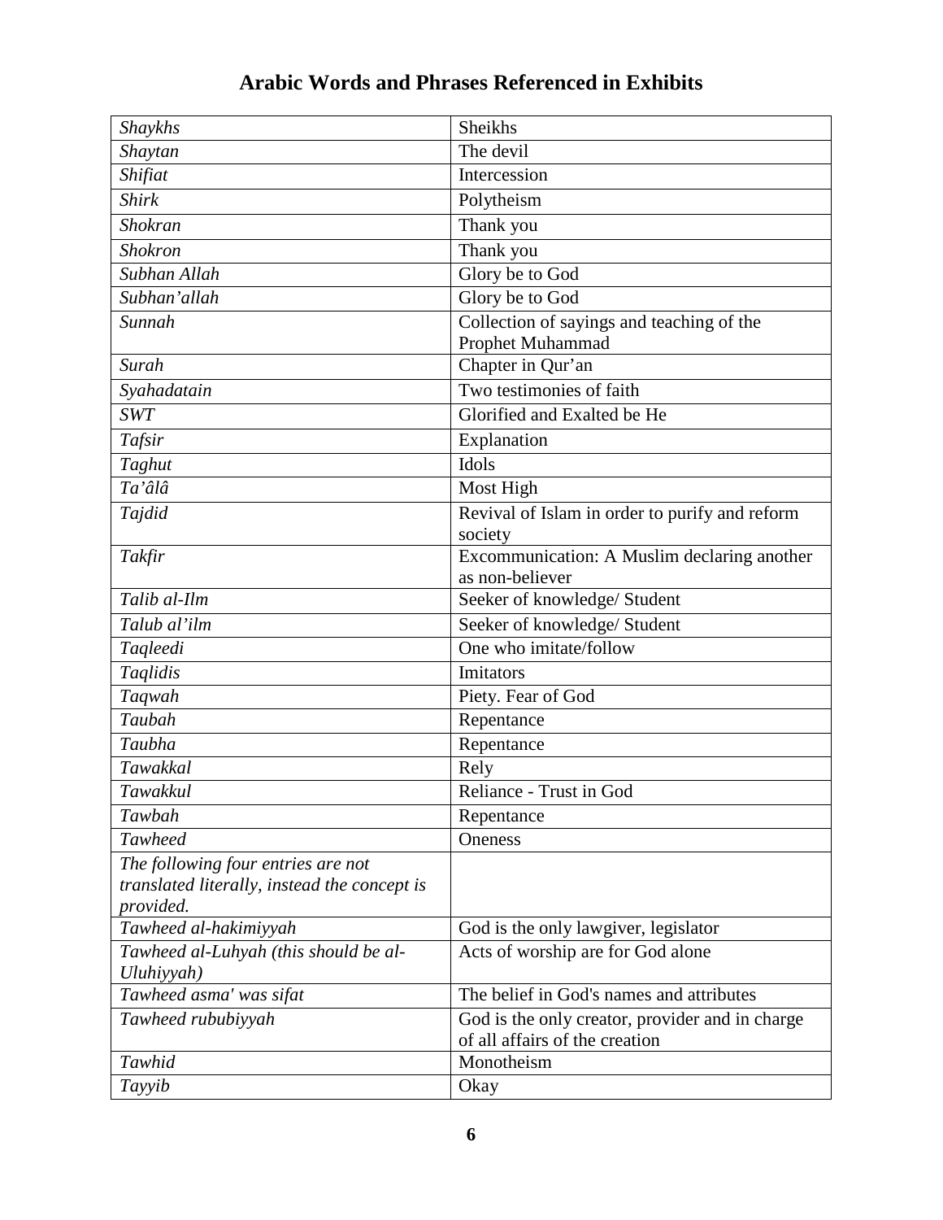## Arabic Words and Phrases Referenced in Exhibits

| | |
|---|---|
| *Shaykhs* | Sheikhs |
| *Shaytan* | The devil |
| *Shifiat* | Intercession |
| *Shirk* | Polytheism |
| *Shokran* | Thank you |
| *Shokron* | Thank you |
| *Subhan Allah* | Glory be to God |
| *Subhan'allah* | Glory be to God |
| *Sunnah* | Collection of sayings and teaching of the Prophet Muhammad |
| *Surah* | Chapter in Qur'an |
| *Syahadatain* | Two testimonies of faith |
| *SWT* | Glorified and Exalted be He |
| *Tafsir* | Explanation |
| *Taghut* | Idols |
| *Ta'âlâ* | Most High |
| *Tajdid* | Revival of Islam in order to purify and reform society |
| *Takfir* | Excommunication: A Muslim declaring another as non-believer |
| *Talib al-Ilm* | Seeker of knowledge/ Student |
| *Talub al'ilm* | Seeker of knowledge/ Student |
| *Taqleedi* | One who imitate/follow |
| *Taqlidis* | Imitators |
| *Taqwah* | Piety. Fear of God |
| *Taubah* | Repentance |
| *Taubha* | Repentance |
| *Tawakkal* | Rely |
| *Tawakkul* | Reliance - Trust in God |
| *Tawbah* | Repentance |
| *Tawheed* | Oneness |
| *The following four entries are not translated literally, instead the concept is provided.* | |
| *Tawheed al-hakimiyyah* | God is the only lawgiver, legislator |
| *Tawheed al-Luhyah (this should be al-Uluhiyyah)* | Acts of worship are for God alone |
| *Tawheed asma' was sifat* | The belief in God's names and attributes |
| *Tawheed rububiyyah* | God is the only creator, provider and in charge of all affairs of the creation |
| *Tawhid* | Monotheism |
| *Tayyib* | Okay |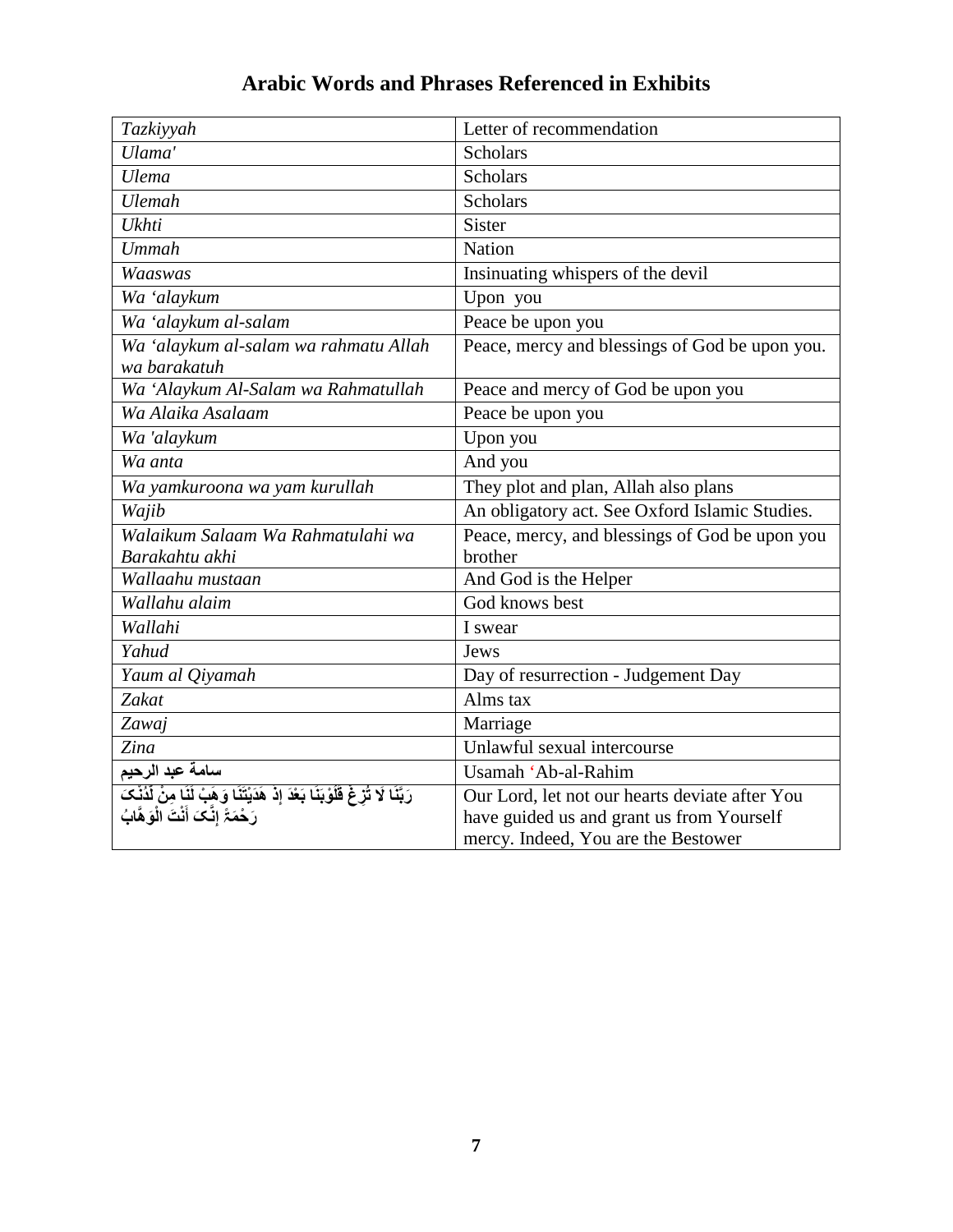# Arabic Words and Phrases Referenced in Exhibits

| | |
|---|---|
| *Tazkiyyah* | Letter of recommendation |
| *Ulama'* | Scholars |
| *Ulema* | Scholars |
| *Ulemah* | Scholars |
| *Ukhti* | Sister |
| *Ummah* | Nation |
| *Waaswas* | Insinuating whispers of the devil |
| *Wa 'alaykum* | Upon you |
| *Wa 'alaykum al-salam* | Peace be upon you |
| *Wa 'alaykum al-salam wa rahmatu Allah wa barakatuh* | Peace, mercy and blessings of God be upon you. |
| *Wa 'Alaykum Al-Salam wa Rahmatullah* | Peace and mercy of God be upon you |
| *Wa Alaika Asalaam* | Peace be upon you |
| *Wa 'alaykum* | Upon you |
| *Wa anta* | And you |
| *Wa yamkuroona wa yam kurullah* | They plot and plan, Allah also plans |
| *Wajib* | An obligatory act. See Oxford Islamic Studies. |
| *Walaikum Salaam Wa Rahmatulahi wa Barakahtu akhi* | Peace, mercy, and blessings of God be upon you brother |
| *Wallaahu mustaan* | And God is the Helper |
| *Wallahu alaim* | God knows best |
| *Wallahi* | I swear |
| *Yahud* | Jews |
| *Yaum al Qiyamah* | Day of resurrection - Judgement Day |
| *Zakat* | Alms tax |
| *Zawaj* | Marriage |
| *Zina* | Unlawful sexual intercourse |
| سامة عبد الرحيم | Usamah 'Ab-al-Rahim |
| رَبَّنَا لَا تُزِغْ قُلُوبَنَا بَعْدَ إِذْ هَدَيْتَنَا وَهَبْ لَنَا مِنْ لَدُنْكَ رَحْمَةً إِنَّكَ أَنْتَ الْوَهَّابُ | Our Lord, let not our hearts deviate after You have guided us and grant us from Yourself mercy. Indeed, You are the Bestower |